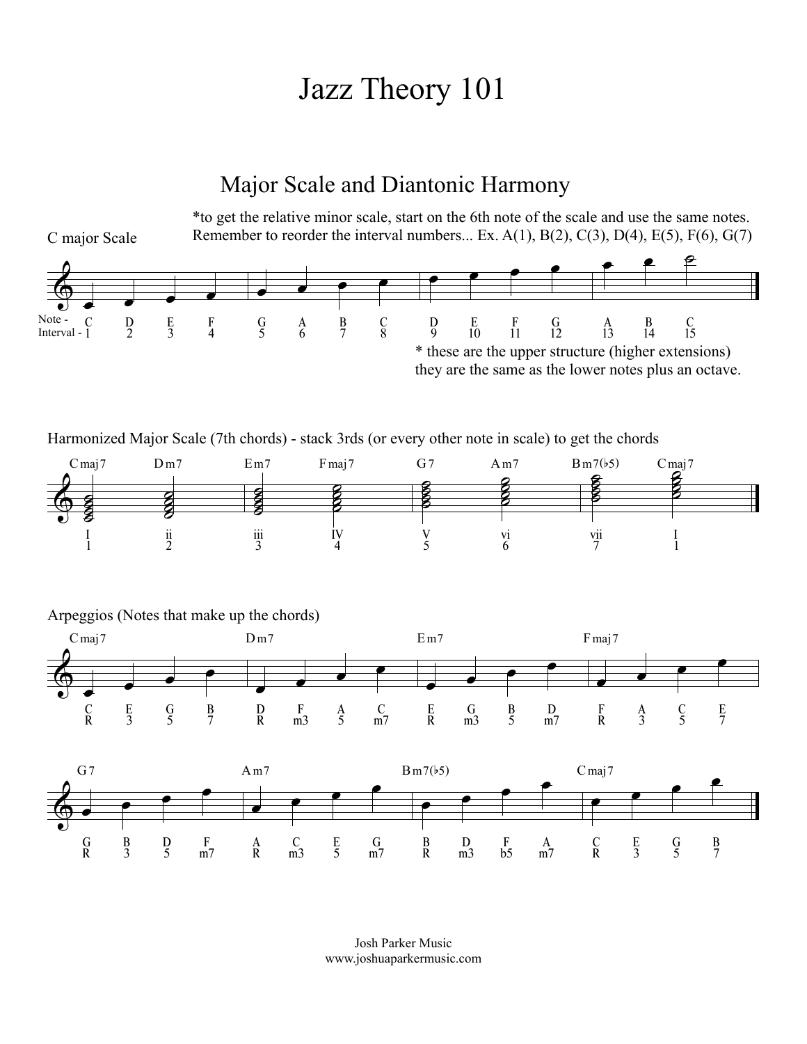# Jazz Theory 101

## Major Scale and Diantonic Harmony

C major Scale

*to get the relative minor scale, start on the 6th note of the scale and use the same notes. Remember to reorder the interval numbers... Ex. A(1), B(2), C(3), D(4), E(5), F(6), G(7)

| Note - | C | D | E | F | G | A | B | C | D | E | F | G | A | B | C |
|---|---|---|---|---|---|---|---|---|---|---|---|---|---|---|---|
| Interval - | 1 | 2 | 3 | 4 | 5 | 6 | 7 | 8 | 9 | 10 | 11 | 12 | 13 | 14 | 15 |

* these are the upper structure (higher extensions) they are the same as the lower notes plus an octave.

Harmonized Major Scale (7th chords) - stack 3rds (or every other note in scale) to get the chords

| Cmaj7 | Dm7 | Em7 | Fmaj7 | G7 | Am7 | Bm7(♭5) | Cmaj7 |
|---|---|---|---|---|---|---|---|
| I | ii | iii | IV | V | vi | vii | I |
| 1 | 2 | 3 | 4 | 5 | 6 | 7 | 1 |

Arpeggios (Notes that make up the chords)

**Cmaj7**

| C | E | G | B |
|---|---|---|---|
| R | 3 | 5 | 7 |

**Dm7**

| D | F | A | C |
|---|---|---|---|
| R | m3 | 5 | m7 |

**Em7**

| E | G | B | D |
|---|---|---|---|
| R | m3 | 5 | m7 |

**Fmaj7**

| F | A | C | E |
|---|---|---|---|
| R | 3 | 5 | 7 |

**G7**

| G | B | D | F |
|---|---|---|---|
| R | 3 | 5 | m7 |

**Am7**

| A | C | E | G |
|---|---|---|---|
| R | m3 | 5 | m7 |

**Bm7(♭5)**

| B | D | F | A |
|---|---|---|---|
| R | m3 | b5 | m7 |

**Cmaj7**

| C | E | G | B |
|---|---|---|---|
| R | 3 | 5 | 7 |

Josh Parker Music
www.joshuaparkermusic.com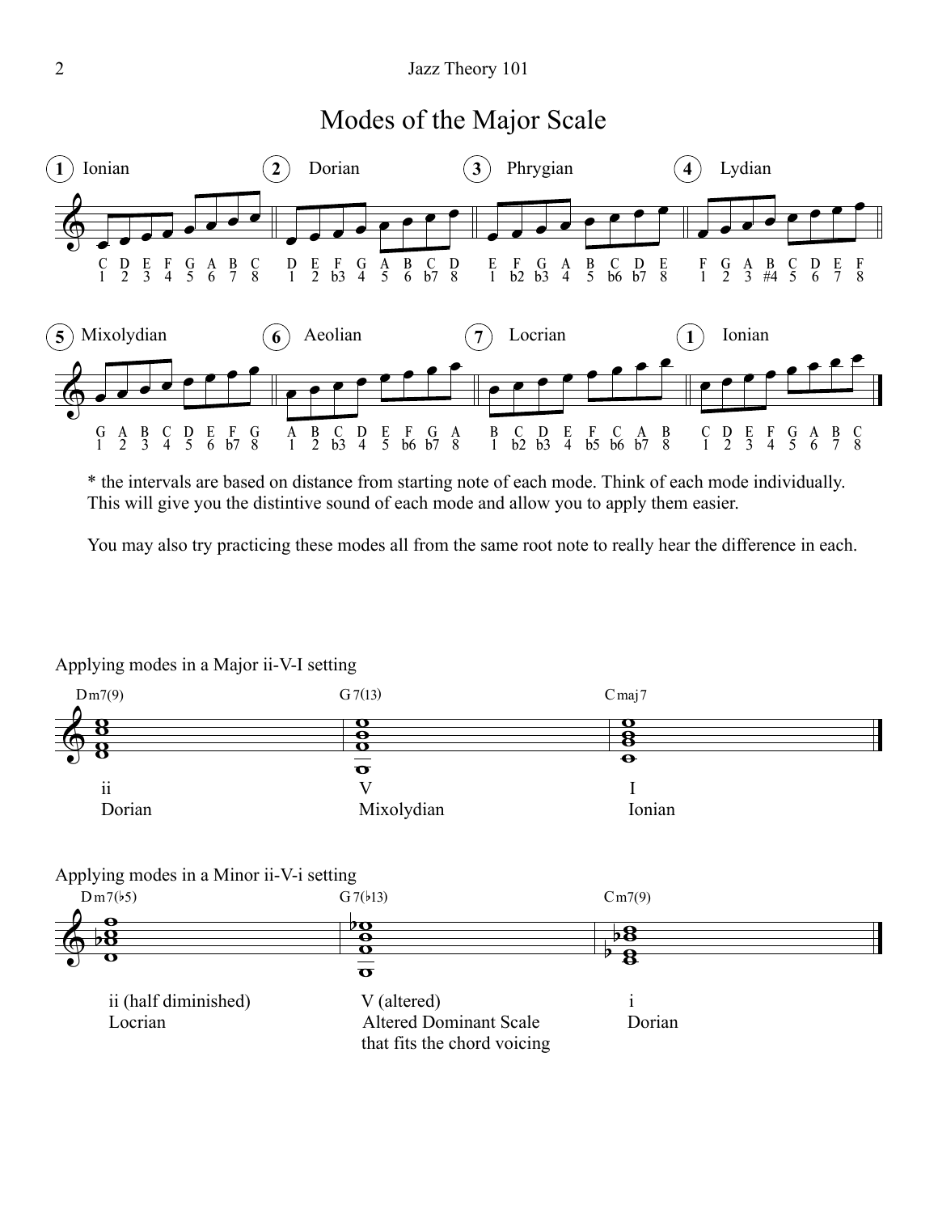# Modes of the Major Scale

**1 Ionian**

| C | D | E | F | G | A | B | C |
|---|---|---|---|---|---|---|---|
| 1 | 2 | 3 | 4 | 5 | 6 | 7 | 8 |

**2 Dorian**

| D | E | F | G | A | B | C | D |
|---|---|---|---|---|---|---|---|
| 1 | 2 | b3 | 4 | 5 | 6 | b7 | 8 |

**3 Phrygian**

| E | F | G | A | B | C | D | E |
|---|---|---|---|---|---|---|---|
| 1 | b2 | b3 | 4 | 5 | b6 | b7 | 8 |

**4 Lydian**

| F | G | A | B | C | D | E | F |
|---|---|---|---|---|---|---|---|
| 1 | 2 | 3 | #4 | 5 | 6 | 7 | 8 |

**5 Mixolydian**

| G | A | B | C | D | E | F | G |
|---|---|---|---|---|---|---|---|
| 1 | 2 | 3 | 4 | 5 | 6 | b7 | 8 |

**6 Aeolian**

| A | B | C | D | E | F | G | A |
|---|---|---|---|---|---|---|---|
| 1 | 2 | b3 | 4 | 5 | b6 | b7 | 8 |

**7 Locrian**

| B | C | D | E | F | C | A | B |
|---|---|---|---|---|---|---|---|
| 1 | b2 | b3 | 4 | b5 | b6 | b7 | 8 |

**1 Ionian**

| C | D | E | F | G | A | B | C |
|---|---|---|---|---|---|---|---|
| 1 | 2 | 3 | 4 | 5 | 6 | 7 | 8 |

\* the intervals are based on distance from starting note of each mode. Think of each mode individually. This will give you the distintive sound of each mode and allow you to apply them easier.

You may also try practicing these modes all from the same root note to really hear the difference in each.

Applying modes in a Major ii-V-I setting

| Dm7(9) | G7(13) | Cmaj7 |
|---|---|---|
| ii | V | I |
| Dorian | Mixolydian | Ionian |

Applying modes in a Minor ii-V-i setting

| Dm7(♭5) | G7(♭13) | Cm7(9) |
|---|---|---|
| ii (half diminished) | V (altered) | i |
| Locrian | Altered Dominant Scale that fits the chord voicing | Dorian |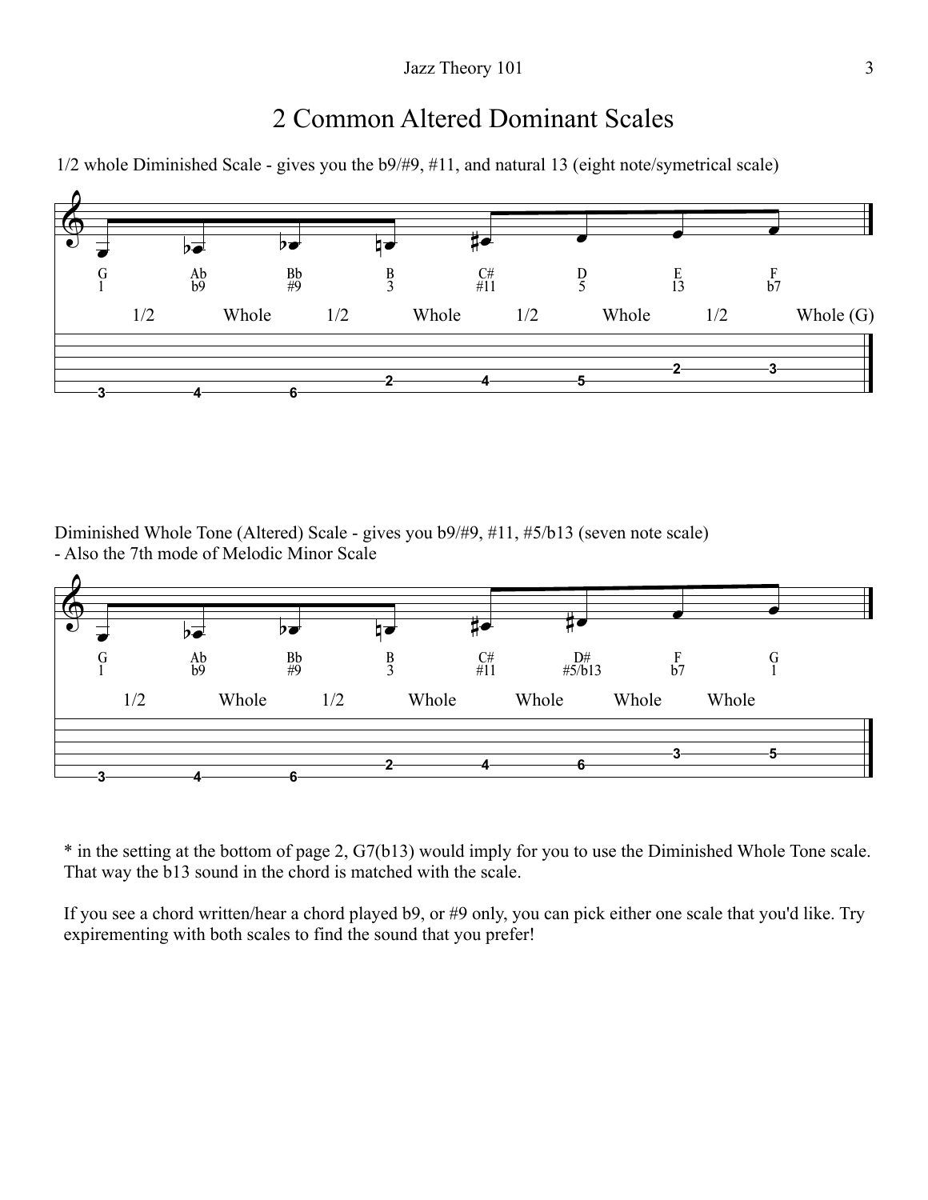# 2 Common Altered Dominant Scales

1/2 whole Diminished Scale - gives you the b9/#9, #11, and natural 13 (eight note/symetrical scale)

G 1 — Ab b9 — Bb #9 — B 3 — C# #11 — D 5 — E 13 — F b7

1/2 Whole 1/2 Whole 1/2 Whole 1/2 Whole (G)

3 4 6 2 4 5 2 3

Diminished Whole Tone (Altered) Scale - gives you b9/#9, #11, #5/b13 (seven note scale)
- Also the 7th mode of Melodic Minor Scale

G 1 — Ab b9 — Bb #9 — B 3 — C# #11 — D# #5/b13 — F b7 — G 1

1/2 Whole 1/2 Whole Whole Whole Whole

3 4 6 2 4 6 3 5

* in the setting at the bottom of page 2, G7(b13) would imply for you to use the Diminished Whole Tone scale. That way the b13 sound in the chord is matched with the scale.

If you see a chord written/hear a chord played b9, or #9 only, you can pick either one scale that you'd like. Try expirementing with both scales to find the sound that you prefer!